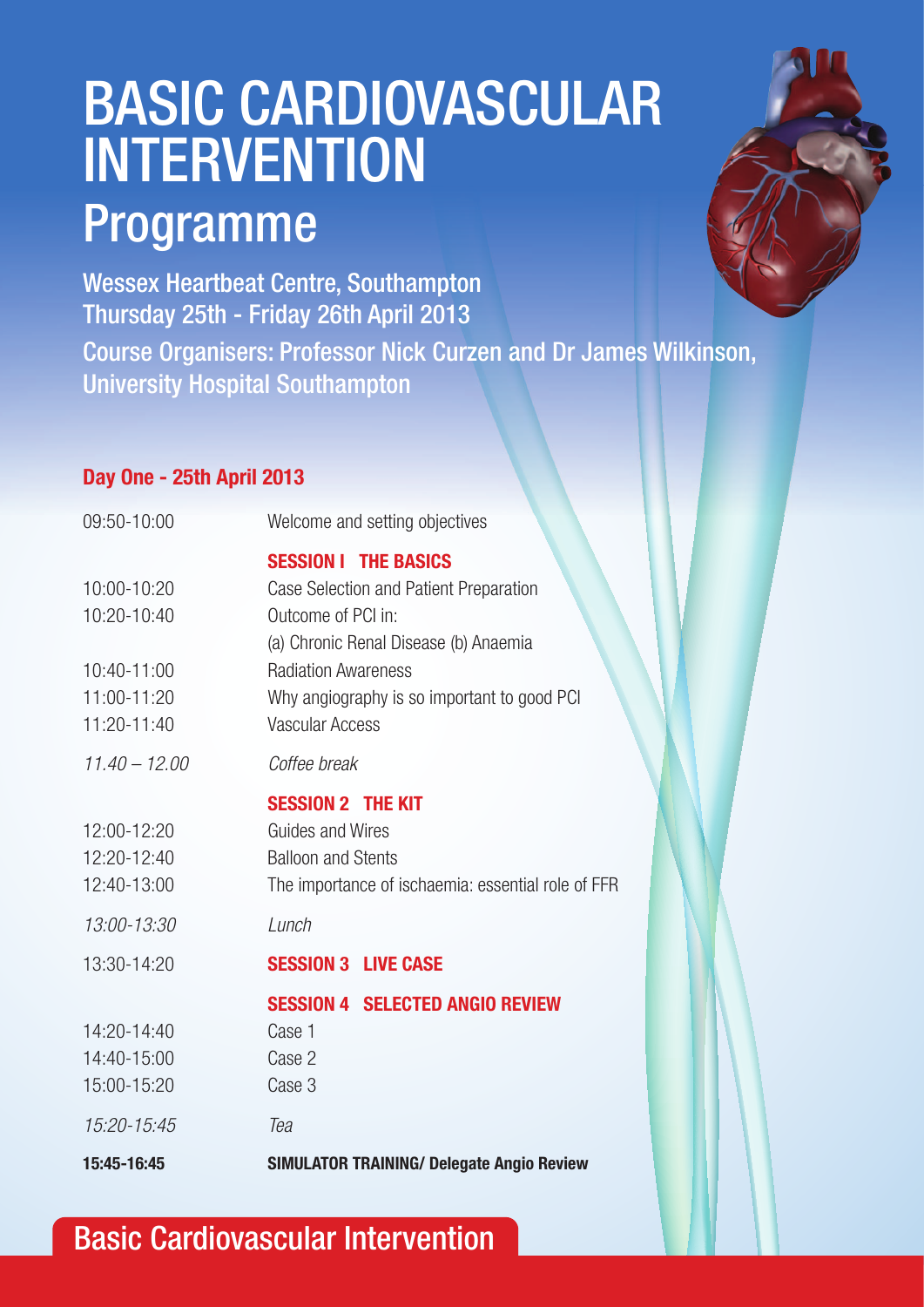# BASIC CARDIOVASCULAR INTERVENTION

## Programme

Wessex Heartbeat Centre, Southampton
Thursday 25th - Friday 26th April 2013

Course Organisers: Professor Nick Curzen and Dr James Wilkinson, University Hospital Southampton

### Day One - 25th April 2013

| | |
|---|---|
| 09:50-10:00 | Welcome and setting objectives |
| | **SESSION I THE BASICS** |
| 10:00-10:20 | Case Selection and Patient Preparation |
| 10:20-10:40 | Outcome of PCI in: (a) Chronic Renal Disease (b) Anaemia |
| 10:40-11:00 | Radiation Awareness |
| 11:00-11:20 | Why angiography is so important to good PCI |
| 11:20-11:40 | Vascular Access |
| *11.40 – 12.00* | *Coffee break* |
| | **SESSION 2 THE KIT** |
| 12:00-12:20 | Guides and Wires |
| 12:20-12:40 | Balloon and Stents |
| 12:40-13:00 | The importance of ischaemia: essential role of FFR |
| *13:00-13:30* | *Lunch* |
| 13:30-14:20 | **SESSION 3 LIVE CASE** |
| | **SESSION 4 SELECTED ANGIO REVIEW** |
| 14:20-14:40 | Case 1 |
| 14:40-15:00 | Case 2 |
| 15:00-15:20 | Case 3 |
| *15:20-15:45* | *Tea* |
| **15:45-16:45** | **SIMULATOR TRAINING/ Delegate Angio Review** |

Basic Cardiovascular Intervention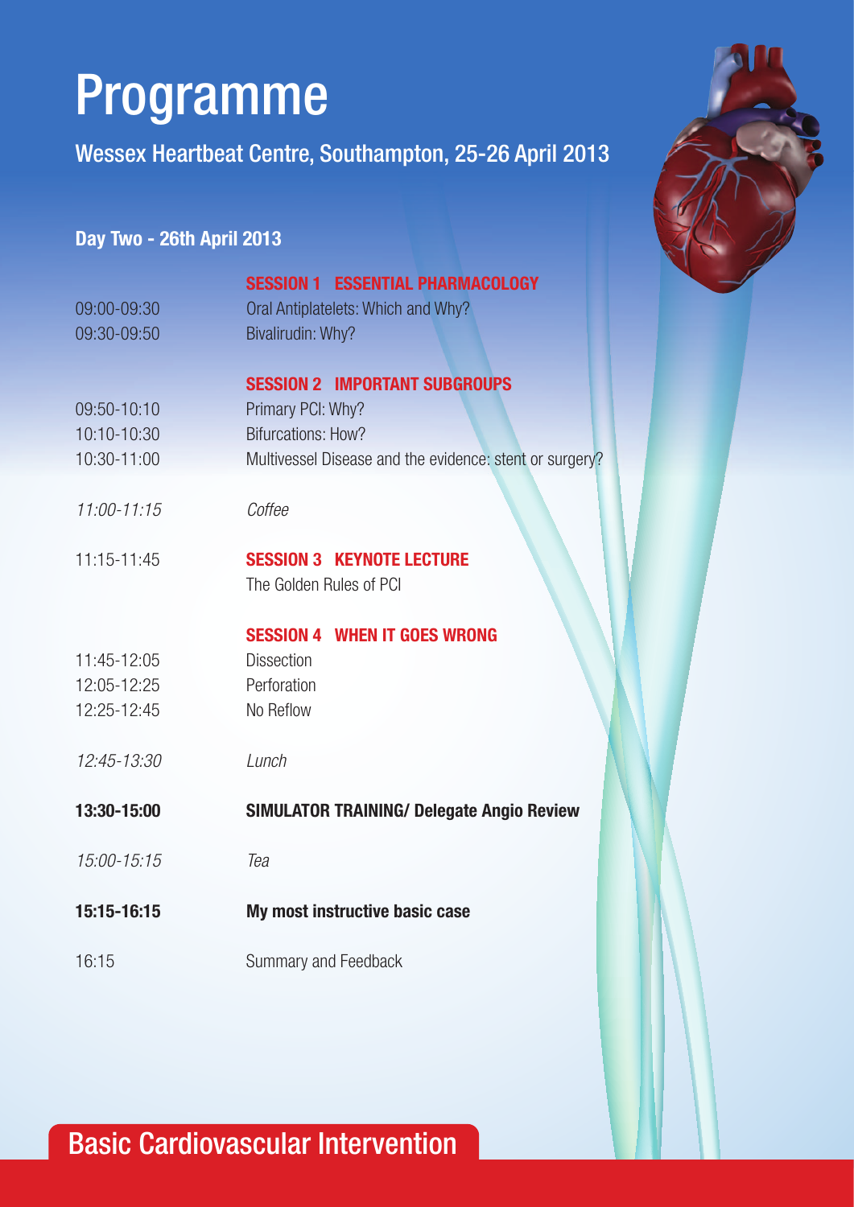# Programme

## Wessex Heartbeat Centre, Southampton, 25-26 April 2013

### Day Two - 26th April 2013

| | |
|---|---|
| | **SESSION 1 ESSENTIAL PHARMACOLOGY** |
| 09:00-09:30 | Oral Antiplatelets: Which and Why? |
| 09:30-09:50 | Bivalirudin: Why? |
| | **SESSION 2 IMPORTANT SUBGROUPS** |
| 09:50-10:10 | Primary PCI: Why? |
| 10:10-10:30 | Bifurcations: How? |
| 10:30-11:00 | Multivessel Disease and the evidence: stent or surgery? |
| *11:00-11:15* | *Coffee* |
| 11:15-11:45 | **SESSION 3 KEYNOTE LECTURE** |
| | The Golden Rules of PCI |
| | **SESSION 4 WHEN IT GOES WRONG** |
| 11:45-12:05 | Dissection |
| 12:05-12:25 | Perforation |
| 12:25-12:45 | No Reflow |
| *12:45-13:30* | *Lunch* |
| **13:30-15:00** | **SIMULATOR TRAINING/ Delegate Angio Review** |
| *15:00-15:15* | *Tea* |
| **15:15-16:15** | **My most instructive basic case** |
| 16:15 | Summary and Feedback |

Basic Cardiovascular Intervention